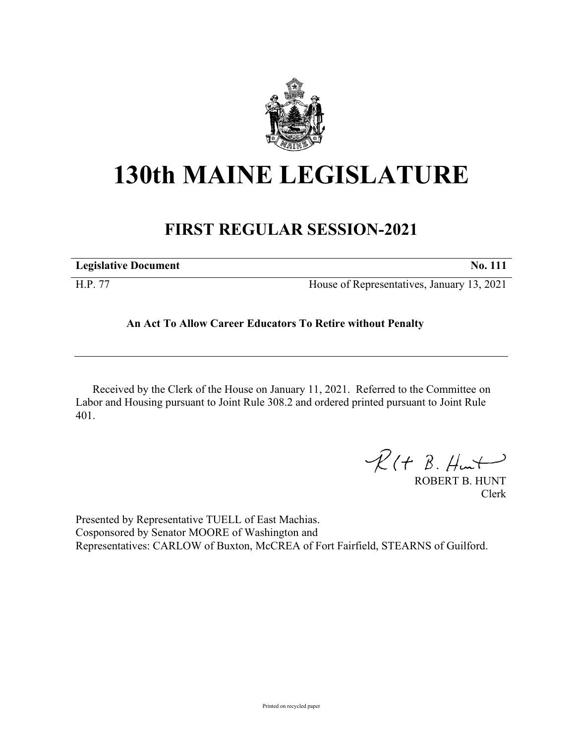# 130th MAINE LEGISLATURE

## FIRST REGULAR SESSION-2021

**Legislative Document** **No. 111**

H.P. 77 House of Representatives, January 13, 2021

**An Act To Allow Career Educators To Retire without Penalty**

---

Received by the Clerk of the House on January 11, 2021. Referred to the Committee on Labor and Housing pursuant to Joint Rule 308.2 and ordered printed pursuant to Joint Rule 401.

ROBERT B. HUNT
Clerk

Presented by Representative TUELL of East Machias.
Cosponsored by Senator MOORE of Washington and
Representatives: CARLOW of Buxton, McCREA of Fort Fairfield, STEARNS of Guilford.

Printed on recycled paper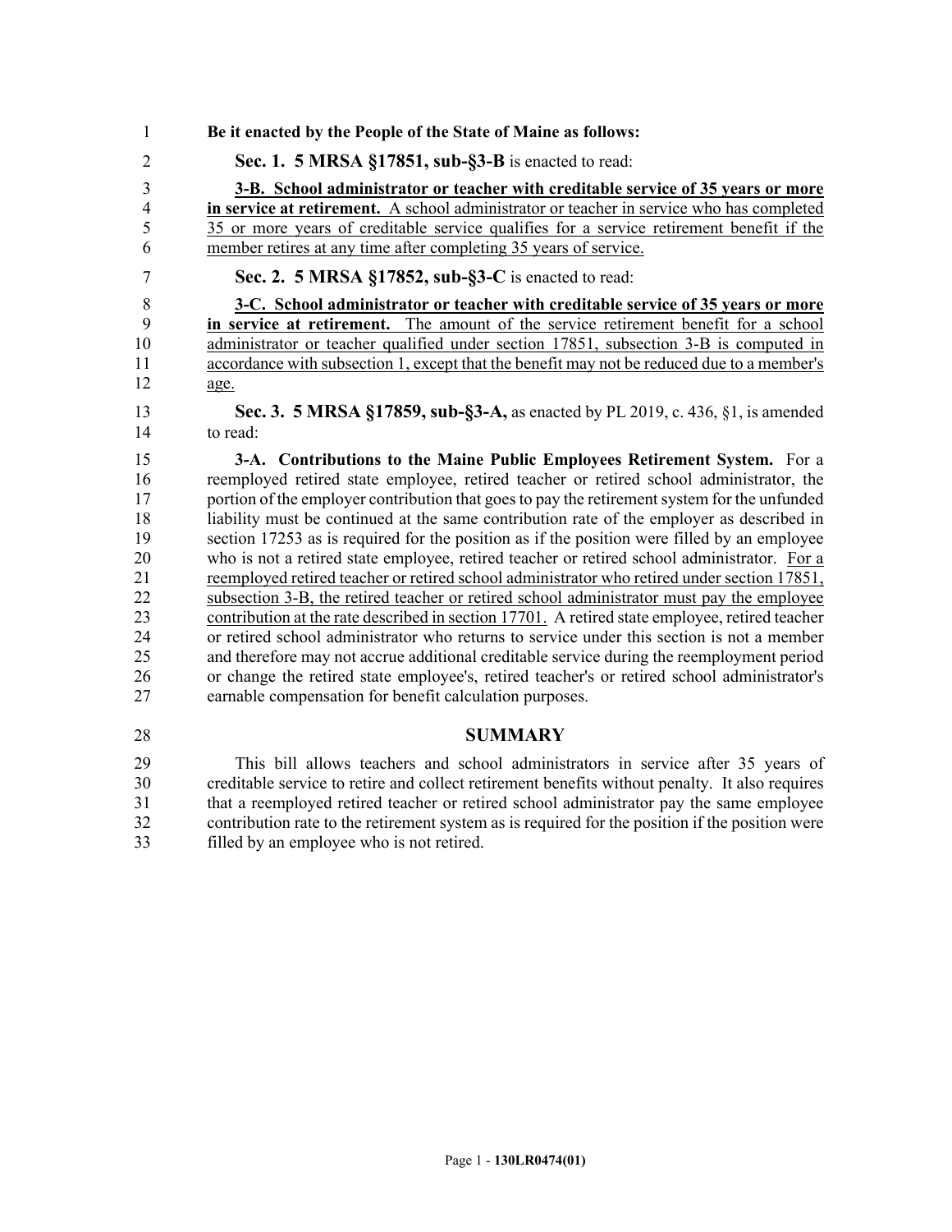**Be it enacted by the People of the State of Maine as follows:**

**Sec. 1. 5 MRSA §17851, sub-§3-B** is enacted to read:

**3-B. School administrator or teacher with creditable service of 35 years or more in service at retirement.** A school administrator or teacher in service who has completed 35 or more years of creditable service qualifies for a service retirement benefit if the member retires at any time after completing 35 years of service.

**Sec. 2. 5 MRSA §17852, sub-§3-C** is enacted to read:

**3-C. School administrator or teacher with creditable service of 35 years or more in service at retirement.** The amount of the service retirement benefit for a school administrator or teacher qualified under section 17851, subsection 3-B is computed in accordance with subsection 1, except that the benefit may not be reduced due to a member's age.

**Sec. 3. 5 MRSA §17859, sub-§3-A,** as enacted by PL 2019, c. 436, §1, is amended to read:

**3-A. Contributions to the Maine Public Employees Retirement System.** For a reemployed retired state employee, retired teacher or retired school administrator, the portion of the employer contribution that goes to pay the retirement system for the unfunded liability must be continued at the same contribution rate of the employer as described in section 17253 as is required for the position as if the position were filled by an employee who is not a retired state employee, retired teacher or retired school administrator. For a reemployed retired teacher or retired school administrator who retired under section 17851, subsection 3-B, the retired teacher or retired school administrator must pay the employee contribution at the rate described in section 17701. A retired state employee, retired teacher or retired school administrator who returns to service under this section is not a member and therefore may not accrue additional creditable service during the reemployment period or change the retired state employee's, retired teacher's or retired school administrator's earnable compensation for benefit calculation purposes.

## SUMMARY

This bill allows teachers and school administrators in service after 35 years of creditable service to retire and collect retirement benefits without penalty. It also requires that a reemployed retired teacher or retired school administrator pay the same employee contribution rate to the retirement system as is required for the position if the position were filled by an employee who is not retired.